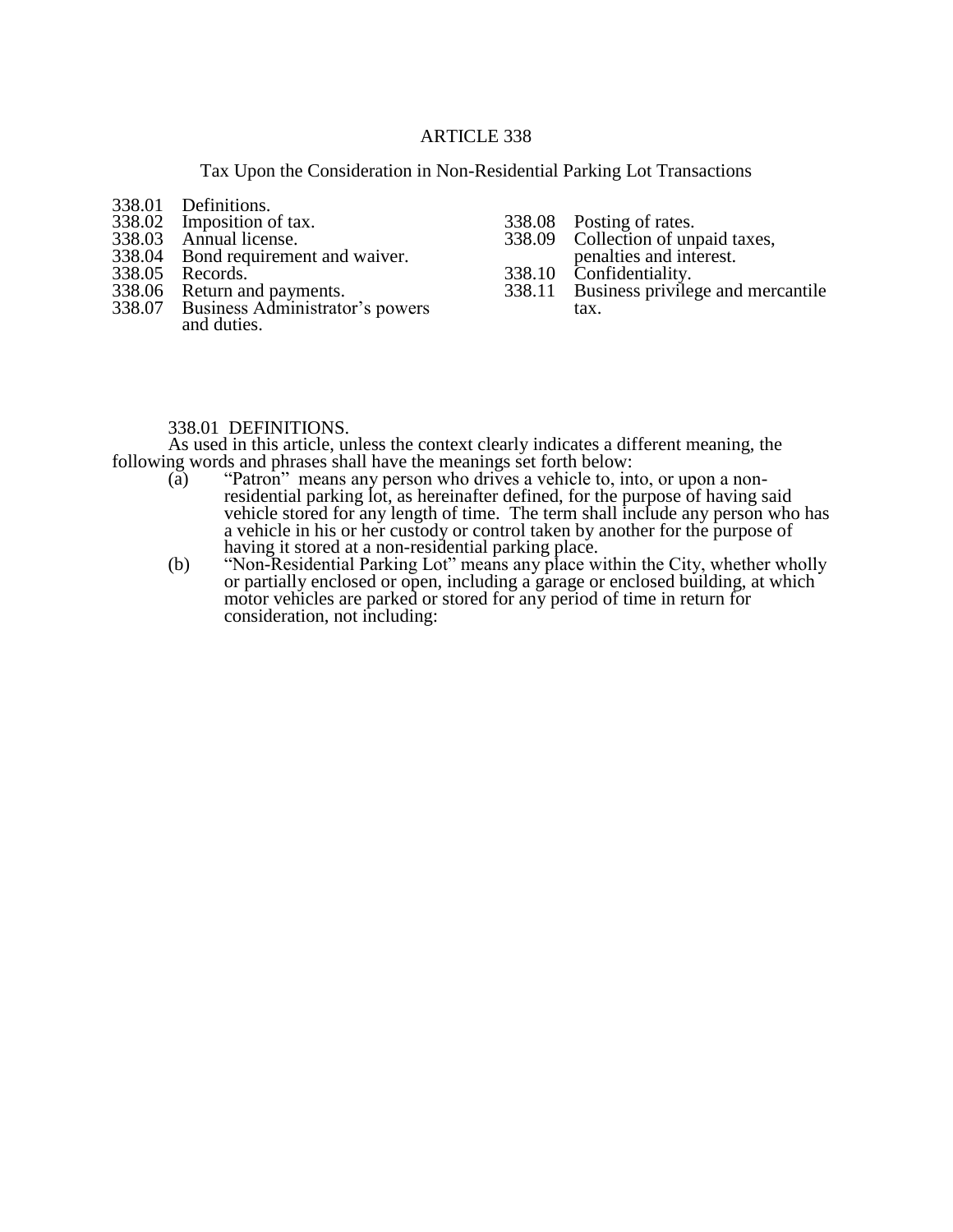# ARTICLE 338

## Tax Upon the Consideration in Non-Residential Parking Lot Transactions

338.01 Definitions.
338.02 Imposition of tax.
338.03 Annual license.
338.04 Bond requirement and waiver.
338.05 Records.
338.06 Return and payments.
338.07 Business Administrator's powers and duties.
338.08 Posting of rates.
338.09 Collection of unpaid taxes, penalties and interest.
338.10 Confidentiality.
338.11 Business privilege and mercantile tax.

### 338.01 DEFINITIONS.

As used in this article, unless the context clearly indicates a different meaning, the following words and phrases shall have the meanings set forth below:

(a) "Patron" means any person who drives a vehicle to, into, or upon a non-residential parking lot, as hereinafter defined, for the purpose of having said vehicle stored for any length of time. The term shall include any person who has a vehicle in his or her custody or control taken by another for the purpose of having it stored at a non-residential parking place.

(b) "Non-Residential Parking Lot" means any place within the City, whether wholly or partially enclosed or open, including a garage or enclosed building, at which motor vehicles are parked or stored for any period of time in return for consideration, not including: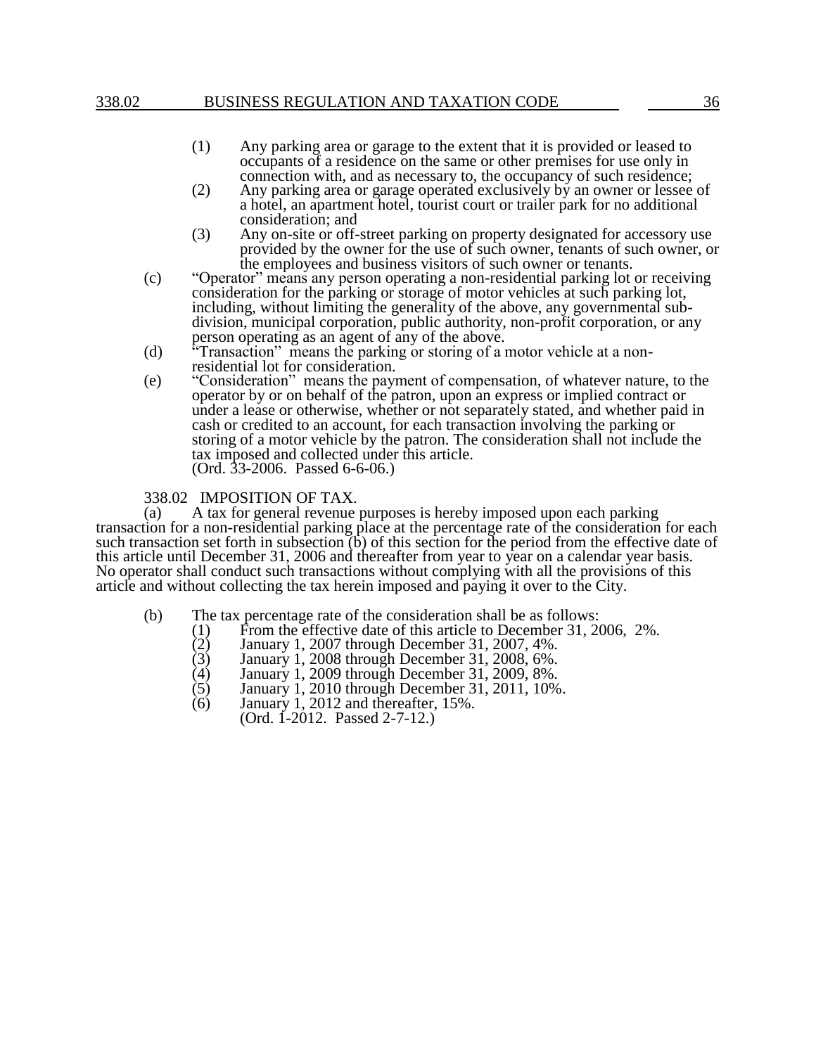(1) Any parking area or garage to the extent that it is provided or leased to occupants of a residence on the same or other premises for use only in connection with, and as necessary to, the occupancy of such residence;

(2) Any parking area or garage operated exclusively by an owner or lessee of a hotel, an apartment hotel, tourist court or trailer park for no additional consideration; and

(3) Any on-site or off-street parking on property designated for accessory use provided by the owner for the use of such owner, tenants of such owner, or the employees and business visitors of such owner or tenants.

(c) "Operator" means any person operating a non-residential parking lot or receiving consideration for the parking or storage of motor vehicles at such parking lot, including, without limiting the generality of the above, any governmental sub-division, municipal corporation, public authority, non-profit corporation, or any person operating as an agent of any of the above.

(d) "Transaction" means the parking or storing of a motor vehicle at a non-residential lot for consideration.

(e) "Consideration" means the payment of compensation, of whatever nature, to the operator by or on behalf of the patron, upon an express or implied contract or under a lease or otherwise, whether or not separately stated, and whether paid in cash or credited to an account, for each transaction involving the parking or storing of a motor vehicle by the patron. The consideration shall not include the tax imposed and collected under this article.
(Ord. 33-2006. Passed 6-6-06.)

338.02 IMPOSITION OF TAX.

(a) A tax for general revenue purposes is hereby imposed upon each parking transaction for a non-residential parking place at the percentage rate of the consideration for each such transaction set forth in subsection (b) of this section for the period from the effective date of this article until December 31, 2006 and thereafter from year to year on a calendar year basis. No operator shall conduct such transactions without complying with all the provisions of this article and without collecting the tax herein imposed and paying it over to the City.

(b) The tax percentage rate of the consideration shall be as follows:

(1) From the effective date of this article to December 31, 2006, 2%.
(2) January 1, 2007 through December 31, 2007, 4%.
(3) January 1, 2008 through December 31, 2008, 6%.
(4) January 1, 2009 through December 31, 2009, 8%.
(5) January 1, 2010 through December 31, 2011, 10%.
(6) January 1, 2012 and thereafter, 15%.
(Ord. 1-2012. Passed 2-7-12.)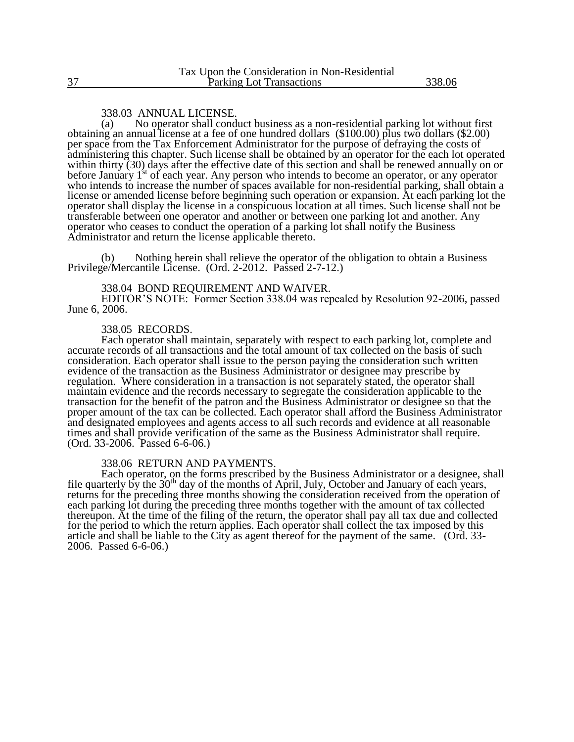### 338.03 ANNUAL LICENSE.

(a) No operator shall conduct business as a non-residential parking lot without first obtaining an annual license at a fee of one hundred dollars ($100.00) plus two dollars ($2.00) per space from the Tax Enforcement Administrator for the purpose of defraying the costs of administering this chapter. Such license shall be obtained by an operator for the each lot operated within thirty (30) days after the effective date of this section and shall be renewed annually on or before January 1st of each year. Any person who intends to become an operator, or any operator who intends to increase the number of spaces available for non-residential parking, shall obtain a license or amended license before beginning such operation or expansion. At each parking lot the operator shall display the license in a conspicuous location at all times. Such license shall not be transferable between one operator and another or between one parking lot and another. Any operator who ceases to conduct the operation of a parking lot shall notify the Business Administrator and return the license applicable thereto.

(b) Nothing herein shall relieve the operator of the obligation to obtain a Business Privilege/Mercantile License. (Ord. 2-2012. Passed 2-7-12.)

### 338.04 BOND REQUIREMENT AND WAIVER.

EDITOR'S NOTE: Former Section 338.04 was repealed by Resolution 92-2006, passed June 6, 2006.

### 338.05 RECORDS.

Each operator shall maintain, separately with respect to each parking lot, complete and accurate records of all transactions and the total amount of tax collected on the basis of such consideration. Each operator shall issue to the person paying the consideration such written evidence of the transaction as the Business Administrator or designee may prescribe by regulation. Where consideration in a transaction is not separately stated, the operator shall maintain evidence and the records necessary to segregate the consideration applicable to the transaction for the benefit of the patron and the Business Administrator or designee so that the proper amount of the tax can be collected. Each operator shall afford the Business Administrator and designated employees and agents access to all such records and evidence at all reasonable times and shall provide verification of the same as the Business Administrator shall require. (Ord. 33-2006. Passed 6-6-06.)

### 338.06 RETURN AND PAYMENTS.

Each operator, on the forms prescribed by the Business Administrator or a designee, shall file quarterly by the 30th day of the months of April, July, October and January of each years, returns for the preceding three months showing the consideration received from the operation of each parking lot during the preceding three months together with the amount of tax collected thereupon. At the time of the filing of the return, the operator shall pay all tax due and collected for the period to which the return applies. Each operator shall collect the tax imposed by this article and shall be liable to the City as agent thereof for the payment of the same. (Ord. 33-2006. Passed 6-6-06.)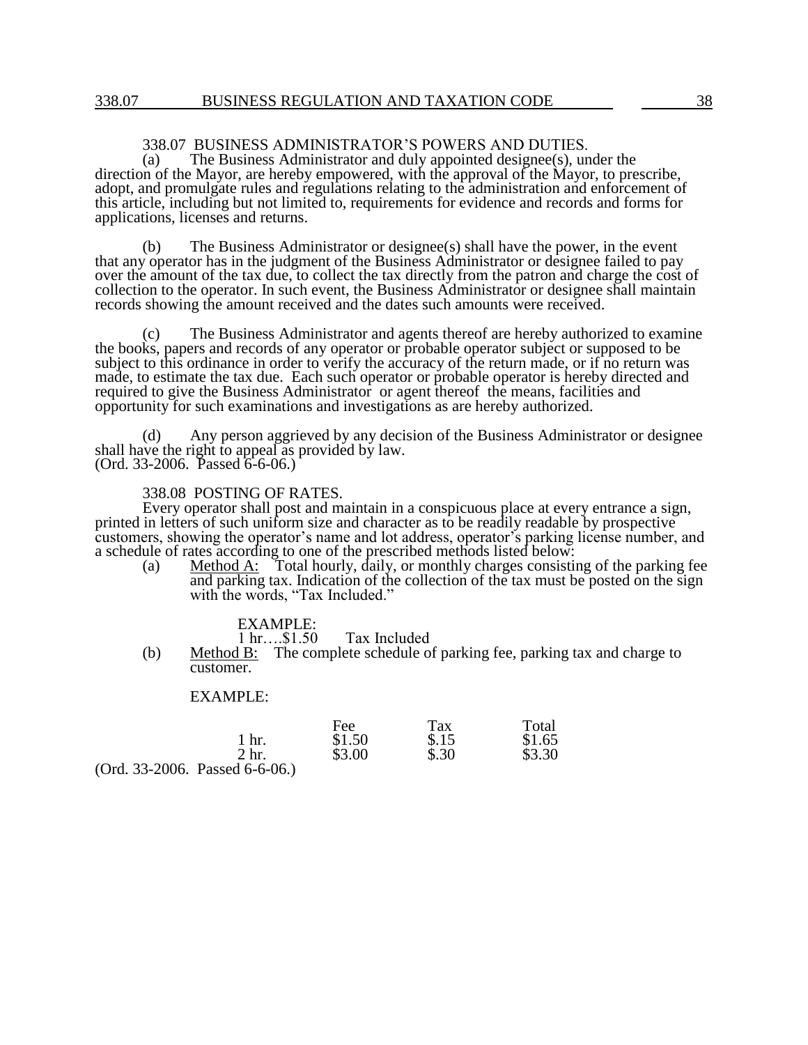### 338.07 BUSINESS ADMINISTRATOR'S POWERS AND DUTIES.

(a) The Business Administrator and duly appointed designee(s), under the direction of the Mayor, are hereby empowered, with the approval of the Mayor, to prescribe, adopt, and promulgate rules and regulations relating to the administration and enforcement of this article, including but not limited to, requirements for evidence and records and forms for applications, licenses and returns.

(b) The Business Administrator or designee(s) shall have the power, in the event that any operator has in the judgment of the Business Administrator or designee failed to pay over the amount of the tax due, to collect the tax directly from the patron and charge the cost of collection to the operator. In such event, the Business Administrator or designee shall maintain records showing the amount received and the dates such amounts were received.

(c) The Business Administrator and agents thereof are hereby authorized to examine the books, papers and records of any operator or probable operator subject or supposed to be subject to this ordinance in order to verify the accuracy of the return made, or if no return was made, to estimate the tax due. Each such operator or probable operator is hereby directed and required to give the Business Administrator or agent thereof the means, facilities and opportunity for such examinations and investigations as are hereby authorized.

(d) Any person aggrieved by any decision of the Business Administrator or designee shall have the right to appeal as provided by law.
(Ord. 33-2006. Passed 6-6-06.)

### 338.08 POSTING OF RATES.

Every operator shall post and maintain in a conspicuous place at every entrance a sign, printed in letters of such uniform size and character as to be readily readable by prospective customers, showing the operator's name and lot address, operator's parking license number, and a schedule of rates according to one of the prescribed methods listed below:

(a) Method A: Total hourly, daily, or monthly charges consisting of the parking fee and parking tax. Indication of the collection of the tax must be posted on the sign with the words, "Tax Included."

EXAMPLE:
1 hr….$1.50 Tax Included

(b) Method B: The complete schedule of parking fee, parking tax and charge to customer.

EXAMPLE:

| | Fee | Tax | Total |
|---|---|---|---|
| 1 hr. | $1.50 | $.15 | $1.65 |
| 2 hr. | $3.00 | $.30 | $3.30 |

(Ord. 33-2006. Passed 6-6-06.)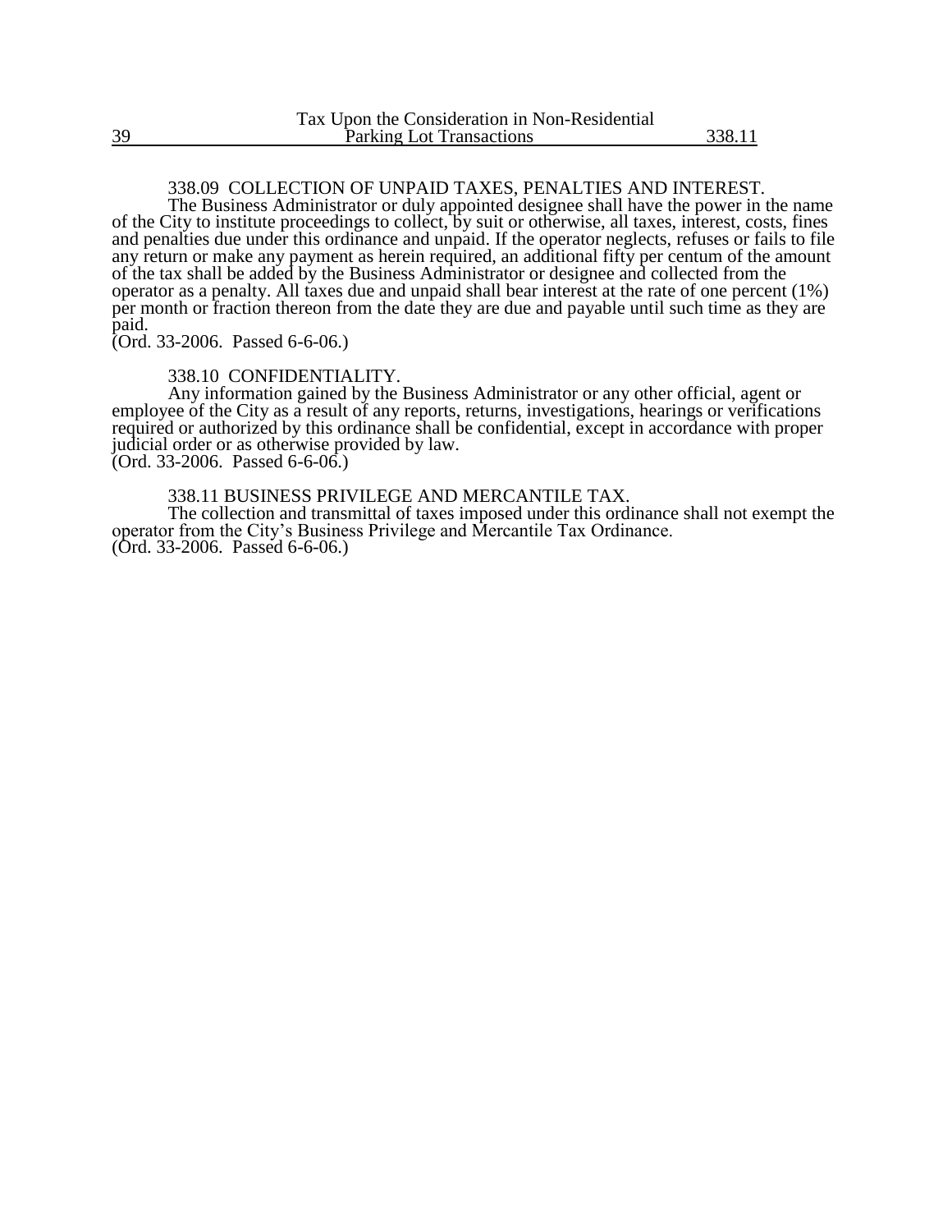338.09 COLLECTION OF UNPAID TAXES, PENALTIES AND INTEREST.

The Business Administrator or duly appointed designee shall have the power in the name of the City to institute proceedings to collect, by suit or otherwise, all taxes, interest, costs, fines and penalties due under this ordinance and unpaid. If the operator neglects, refuses or fails to file any return or make any payment as herein required, an additional fifty per centum of the amount of the tax shall be added by the Business Administrator or designee and collected from the operator as a penalty. All taxes due and unpaid shall bear interest at the rate of one percent (1%) per month or fraction thereon from the date they are due and payable until such time as they are paid.
(Ord. 33-2006. Passed 6-6-06.)

338.10 CONFIDENTIALITY.

Any information gained by the Business Administrator or any other official, agent or employee of the City as a result of any reports, returns, investigations, hearings or verifications required or authorized by this ordinance shall be confidential, except in accordance with proper judicial order or as otherwise provided by law.
(Ord. 33-2006. Passed 6-6-06.)

338.11 BUSINESS PRIVILEGE AND MERCANTILE TAX.

The collection and transmittal of taxes imposed under this ordinance shall not exempt the operator from the City's Business Privilege and Mercantile Tax Ordinance.
(Ord. 33-2006. Passed 6-6-06.)